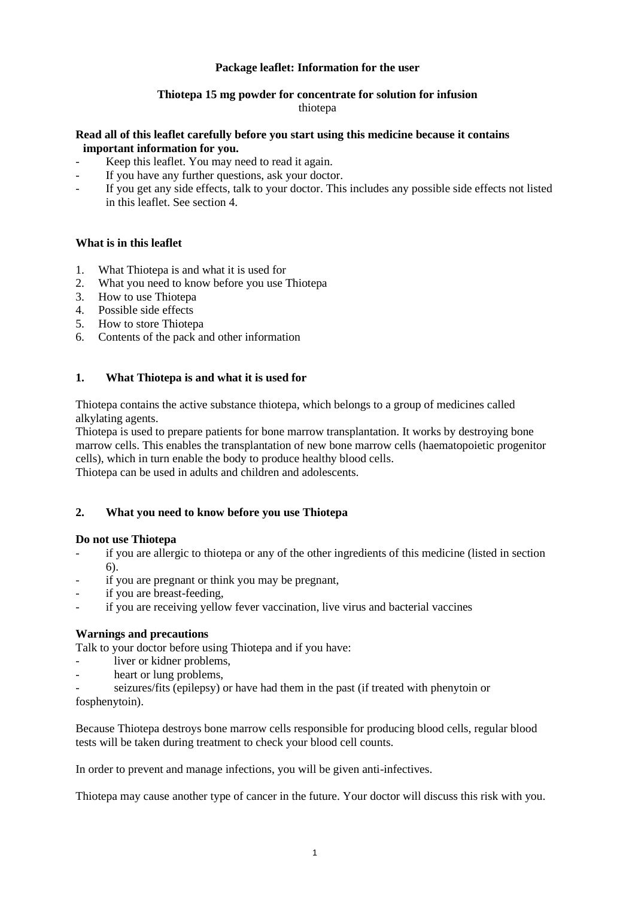**Package leaflet: Information for the user**

**Thiotepa 15 mg powder for concentrate for solution for infusion**
thiotepa

**Read all of this leaflet carefully before you start using this medicine because it contains important information for you.**

- Keep this leaflet. You may need to read it again.
- If you have any further questions, ask your doctor.
- If you get any side effects, talk to your doctor. This includes any possible side effects not listed in this leaflet. See section 4.

**What is in this leaflet**

1. What Thiotepa is and what it is used for
2. What you need to know before you use Thiotepa
3. How to use Thiotepa
4. Possible side effects
5. How to store Thiotepa
6. Contents of the pack and other information

## 1. What Thiotepa is and what it is used for

Thiotepa contains the active substance thiotepa, which belongs to a group of medicines called alkylating agents.
Thiotepa is used to prepare patients for bone marrow transplantation. It works by destroying bone marrow cells. This enables the transplantation of new bone marrow cells (haematopoietic progenitor cells), which in turn enable the body to produce healthy blood cells.
Thiotepa can be used in adults and children and adolescents.

## 2. What you need to know before you use Thiotepa

**Do not use Thiotepa**

- if you are allergic to thiotepa or any of the other ingredients of this medicine (listed in section 6).
- if you are pregnant or think you may be pregnant,
- if you are breast-feeding,
- if you are receiving yellow fever vaccination, live virus and bacterial vaccines

**Warnings and precautions**
Talk to your doctor before using Thiotepa and if you have:

- liver or kidner problems,
- heart or lung problems,
- seizures/fits (epilepsy) or have had them in the past (if treated with phenytoin or fosphenytoin).

Because Thiotepa destroys bone marrow cells responsible for producing blood cells, regular blood tests will be taken during treatment to check your blood cell counts.

In order to prevent and manage infections, you will be given anti-infectives.

Thiotepa may cause another type of cancer in the future. Your doctor will discuss this risk with you.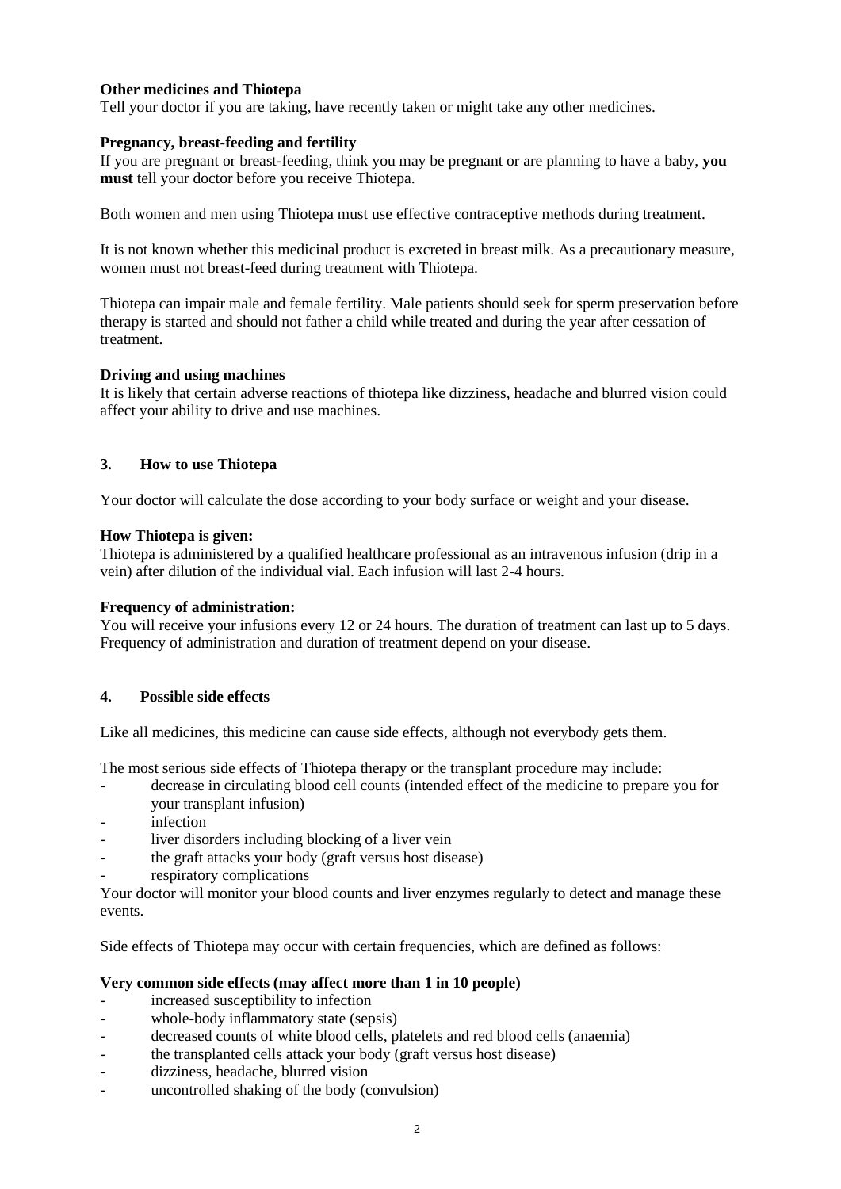**Other medicines and Thiotepa**
Tell your doctor if you are taking, have recently taken or might take any other medicines.

**Pregnancy, breast-feeding and fertility**
If you are pregnant or breast-feeding, think you may be pregnant or are planning to have a baby, **you must** tell your doctor before you receive Thiotepa.

Both women and men using Thiotepa must use effective contraceptive methods during treatment.

It is not known whether this medicinal product is excreted in breast milk. As a precautionary measure, women must not breast-feed during treatment with Thiotepa.

Thiotepa can impair male and female fertility. Male patients should seek for sperm preservation before therapy is started and should not father a child while treated and during the year after cessation of treatment.

**Driving and using machines**
It is likely that certain adverse reactions of thiotepa like dizziness, headache and blurred vision could affect your ability to drive and use machines.

## 3. How to use Thiotepa

Your doctor will calculate the dose according to your body surface or weight and your disease.

**How Thiotepa is given:**
Thiotepa is administered by a qualified healthcare professional as an intravenous infusion (drip in a vein) after dilution of the individual vial. Each infusion will last 2-4 hours.

**Frequency of administration:**
You will receive your infusions every 12 or 24 hours. The duration of treatment can last up to 5 days. Frequency of administration and duration of treatment depend on your disease.

## 4. Possible side effects

Like all medicines, this medicine can cause side effects, although not everybody gets them.

The most serious side effects of Thiotepa therapy or the transplant procedure may include:
- decrease in circulating blood cell counts (intended effect of the medicine to prepare you for your transplant infusion)
- infection
- liver disorders including blocking of a liver vein
- the graft attacks your body (graft versus host disease)
- respiratory complications

Your doctor will monitor your blood counts and liver enzymes regularly to detect and manage these events.

Side effects of Thiotepa may occur with certain frequencies, which are defined as follows:

**Very common side effects (may affect more than 1 in 10 people)**
- increased susceptibility to infection
- whole-body inflammatory state (sepsis)
- decreased counts of white blood cells, platelets and red blood cells (anaemia)
- the transplanted cells attack your body (graft versus host disease)
- dizziness, headache, blurred vision
- uncontrolled shaking of the body (convulsion)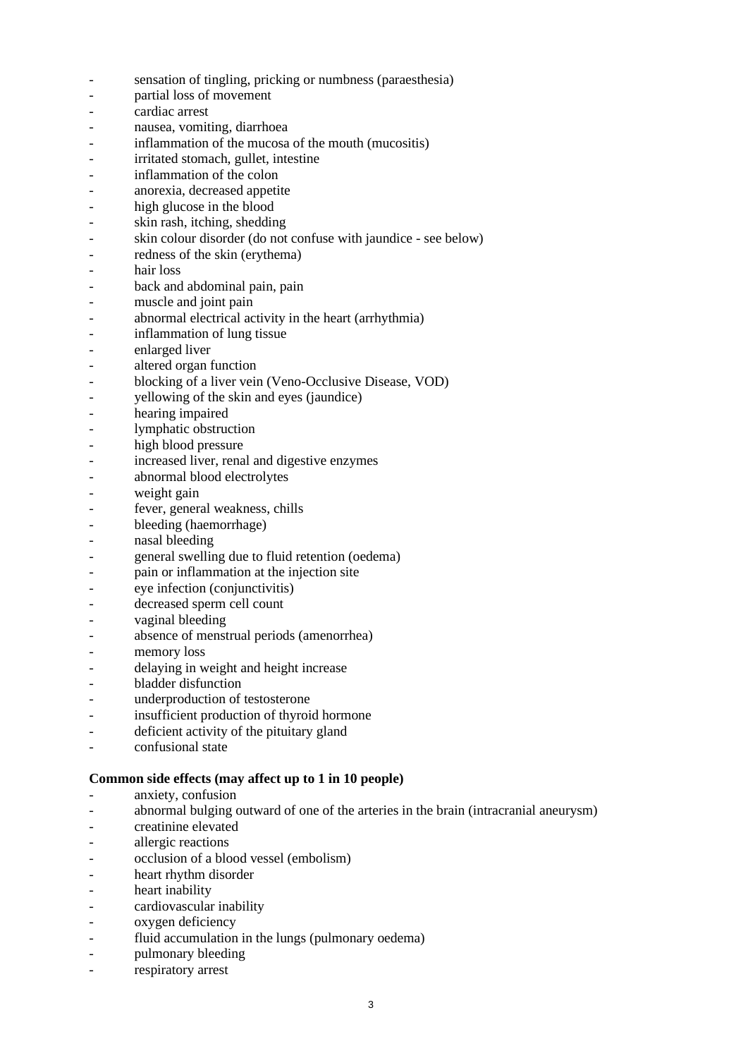- sensation of tingling, pricking or numbness (paraesthesia)
- partial loss of movement
- cardiac arrest
- nausea, vomiting, diarrhoea
- inflammation of the mucosa of the mouth (mucositis)
- irritated stomach, gullet, intestine
- inflammation of the colon
- anorexia, decreased appetite
- high glucose in the blood
- skin rash, itching, shedding
- skin colour disorder (do not confuse with jaundice - see below)
- redness of the skin (erythema)
- hair loss
- back and abdominal pain, pain
- muscle and joint pain
- abnormal electrical activity in the heart (arrhythmia)
- inflammation of lung tissue
- enlarged liver
- altered organ function
- blocking of a liver vein (Veno-Occlusive Disease, VOD)
- yellowing of the skin and eyes (jaundice)
- hearing impaired
- lymphatic obstruction
- high blood pressure
- increased liver, renal and digestive enzymes
- abnormal blood electrolytes
- weight gain
- fever, general weakness, chills
- bleeding (haemorrhage)
- nasal bleeding
- general swelling due to fluid retention (oedema)
- pain or inflammation at the injection site
- eye infection (conjunctivitis)
- decreased sperm cell count
- vaginal bleeding
- absence of menstrual periods (amenorrhea)
- memory loss
- delaying in weight and height increase
- bladder disfunction
- underproduction of testosterone
- insufficient production of thyroid hormone
- deficient activity of the pituitary gland
- confusional state

**Common side effects (may affect up to 1 in 10 people)**

- anxiety, confusion
- abnormal bulging outward of one of the arteries in the brain (intracranial aneurysm)
- creatinine elevated
- allergic reactions
- occlusion of a blood vessel (embolism)
- heart rhythm disorder
- heart inability
- cardiovascular inability
- oxygen deficiency
- fluid accumulation in the lungs (pulmonary oedema)
- pulmonary bleeding
- respiratory arrest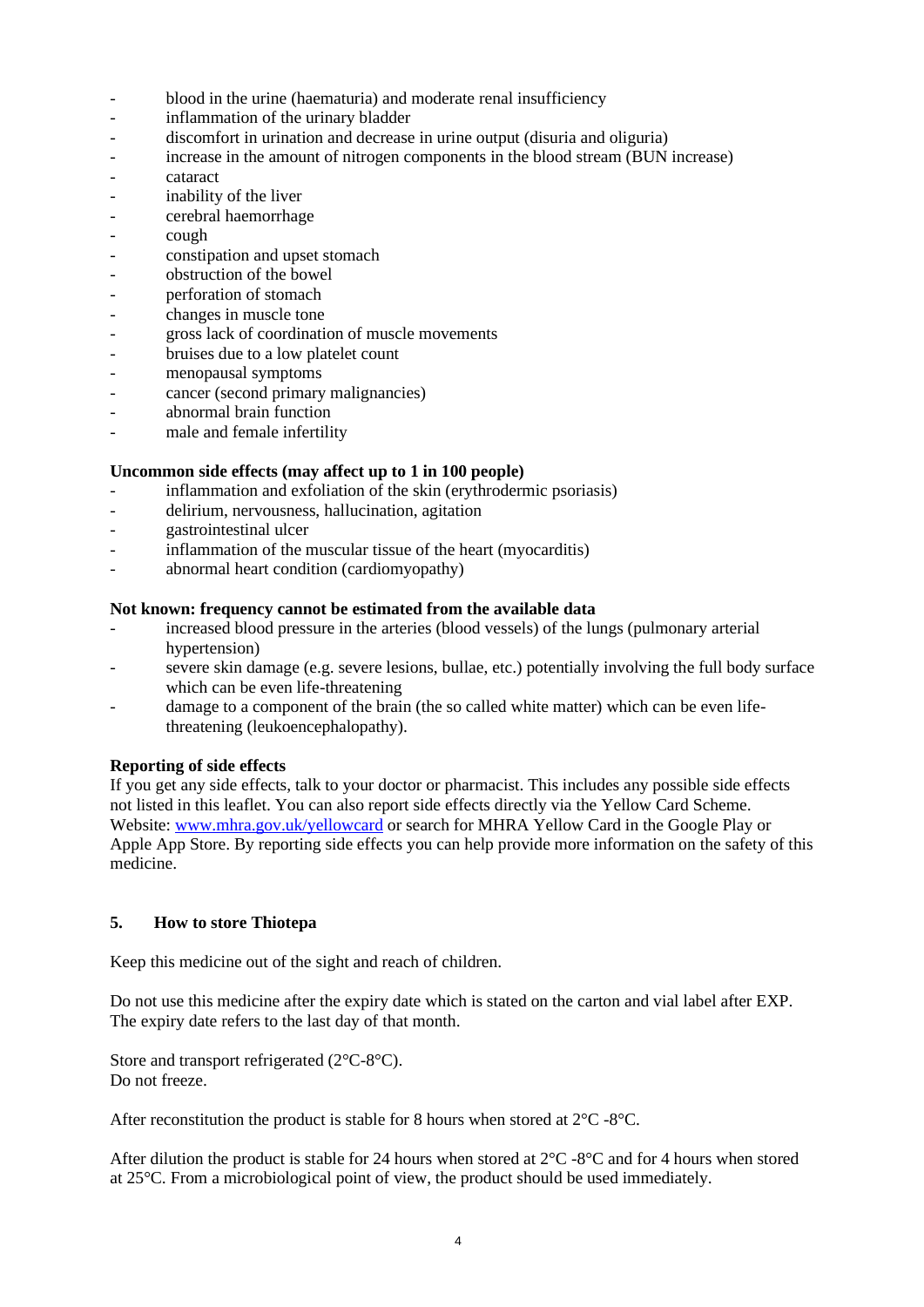- blood in the urine (haematuria) and moderate renal insufficiency
- inflammation of the urinary bladder
- discomfort in urination and decrease in urine output (disuria and oliguria)
- increase in the amount of nitrogen components in the blood stream (BUN increase)
- cataract
- inability of the liver
- cerebral haemorrhage
- cough
- constipation and upset stomach
- obstruction of the bowel
- perforation of stomach
- changes in muscle tone
- gross lack of coordination of muscle movements
- bruises due to a low platelet count
- menopausal symptoms
- cancer (second primary malignancies)
- abnormal brain function
- male and female infertility

**Uncommon side effects (may affect up to 1 in 100 people)**

- inflammation and exfoliation of the skin (erythrodermic psoriasis)
- delirium, nervousness, hallucination, agitation
- gastrointestinal ulcer
- inflammation of the muscular tissue of the heart (myocarditis)
- abnormal heart condition (cardiomyopathy)

**Not known: frequency cannot be estimated from the available data**

- increased blood pressure in the arteries (blood vessels) of the lungs (pulmonary arterial hypertension)
- severe skin damage (e.g. severe lesions, bullae, etc.) potentially involving the full body surface which can be even life-threatening
- damage to a component of the brain (the so called white matter) which can be even life-threatening (leukoencephalopathy).

**Reporting of side effects**

If you get any side effects, talk to your doctor or pharmacist. This includes any possible side effects not listed in this leaflet. You can also report side effects directly via the Yellow Card Scheme. Website: [www.mhra.gov.uk/yellowcard](http://www.mhra.gov.uk/yellowcard) or search for MHRA Yellow Card in the Google Play or Apple App Store. By reporting side effects you can help provide more information on the safety of this medicine.

## 5. How to store Thiotepa

Keep this medicine out of the sight and reach of children.

Do not use this medicine after the expiry date which is stated on the carton and vial label after EXP. The expiry date refers to the last day of that month.

Store and transport refrigerated (2°C-8°C).
Do not freeze.

After reconstitution the product is stable for 8 hours when stored at 2°C -8°C.

After dilution the product is stable for 24 hours when stored at 2°C -8°C and for 4 hours when stored at 25°C. From a microbiological point of view, the product should be used immediately.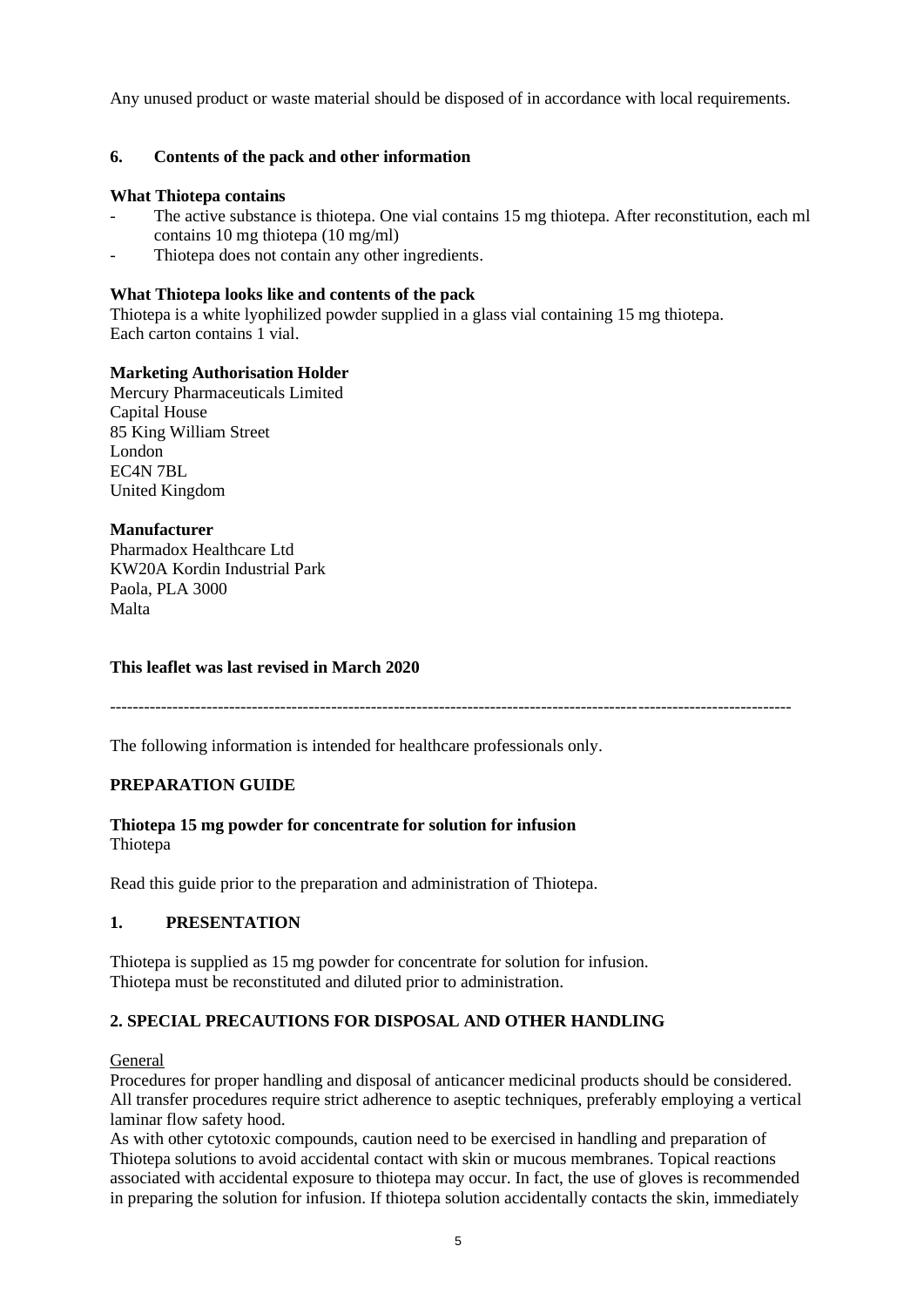Any unused product or waste material should be disposed of in accordance with local requirements.

## 6. Contents of the pack and other information

**What Thiotepa contains**

- The active substance is thiotepa. One vial contains 15 mg thiotepa. After reconstitution, each ml contains 10 mg thiotepa (10 mg/ml)
- Thiotepa does not contain any other ingredients.

**What Thiotepa looks like and contents of the pack**

Thiotepa is a white lyophilized powder supplied in a glass vial containing 15 mg thiotepa.
Each carton contains 1 vial.

**Marketing Authorisation Holder**

Mercury Pharmaceuticals Limited
Capital House
85 King William Street
London
EC4N 7BL
United Kingdom

**Manufacturer**

Pharmadox Healthcare Ltd
KW20A Kordin Industrial Park
Paola, PLA 3000
Malta

**This leaflet was last revised in March 2020**

---

The following information is intended for healthcare professionals only.

**PREPARATION GUIDE**

**Thiotepa 15 mg powder for concentrate for solution for infusion**
Thiotepa

Read this guide prior to the preparation and administration of Thiotepa.

## 1. PRESENTATION

Thiotepa is supplied as 15 mg powder for concentrate for solution for infusion.
Thiotepa must be reconstituted and diluted prior to administration.

## 2. SPECIAL PRECAUTIONS FOR DISPOSAL AND OTHER HANDLING

General

Procedures for proper handling and disposal of anticancer medicinal products should be considered.
All transfer procedures require strict adherence to aseptic techniques, preferably employing a vertical laminar flow safety hood.
As with other cytotoxic compounds, caution need to be exercised in handling and preparation of Thiotepa solutions to avoid accidental contact with skin or mucous membranes. Topical reactions associated with accidental exposure to thiotepa may occur. In fact, the use of gloves is recommended in preparing the solution for infusion. If thiotepa solution accidentally contacts the skin, immediately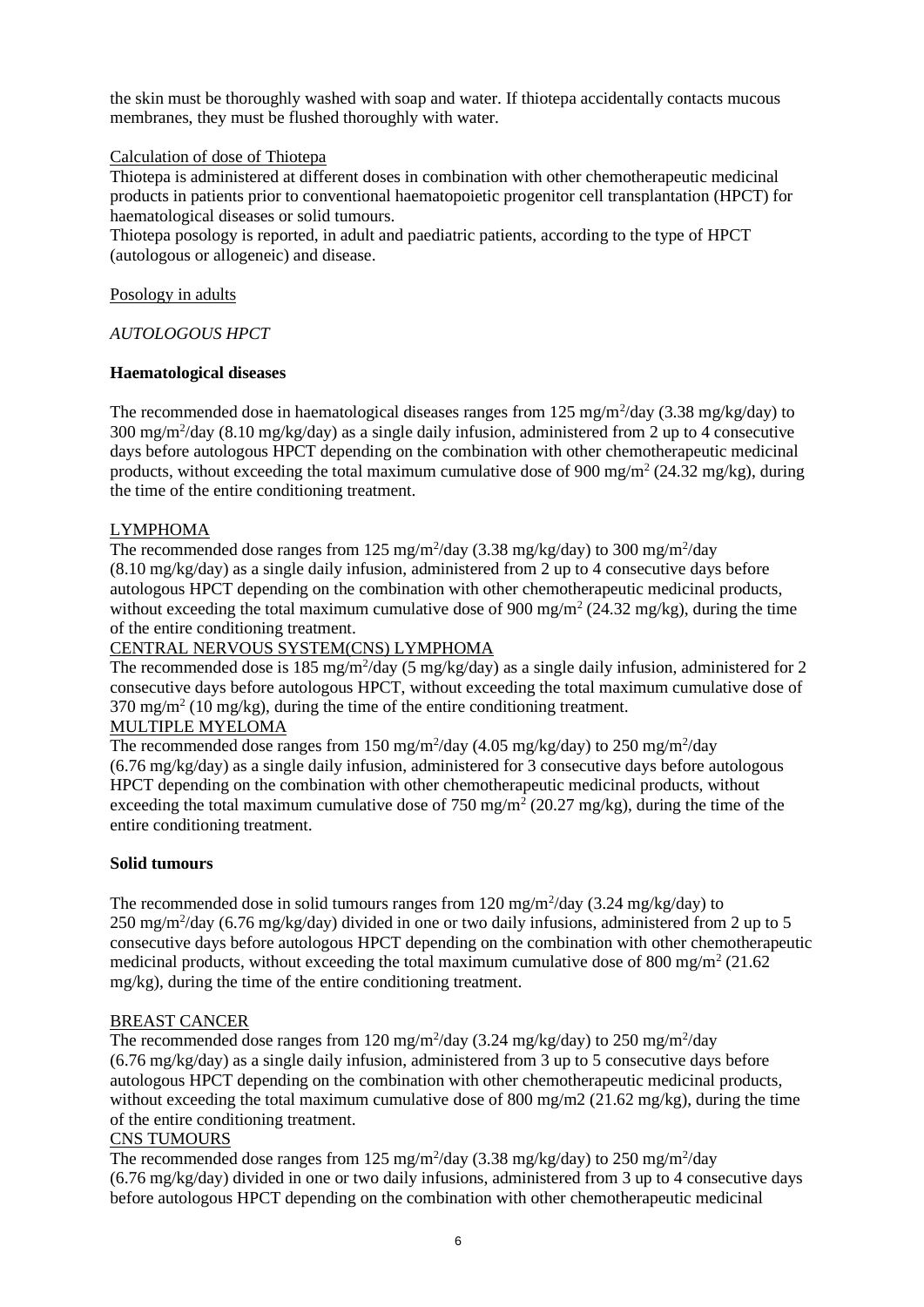the skin must be thoroughly washed with soap and water. If thiotepa accidentally contacts mucous membranes, they must be flushed thoroughly with water.

Calculation of dose of Thiotepa

Thiotepa is administered at different doses in combination with other chemotherapeutic medicinal products in patients prior to conventional haematopoietic progenitor cell transplantation (HPCT) for haematological diseases or solid tumours.

Thiotepa posology is reported, in adult and paediatric patients, according to the type of HPCT (autologous or allogeneic) and disease.

Posology in adults

*AUTOLOGOUS HPCT*

**Haematological diseases**

The recommended dose in haematological diseases ranges from 125 mg/m$^2$/day (3.38 mg/kg/day) to 300 mg/m$^2$/day (8.10 mg/kg/day) as a single daily infusion, administered from 2 up to 4 consecutive days before autologous HPCT depending on the combination with other chemotherapeutic medicinal products, without exceeding the total maximum cumulative dose of 900 mg/m$^2$ (24.32 mg/kg), during the time of the entire conditioning treatment.

LYMPHOMA

The recommended dose ranges from 125 mg/m$^2$/day (3.38 mg/kg/day) to 300 mg/m$^2$/day (8.10 mg/kg/day) as a single daily infusion, administered from 2 up to 4 consecutive days before autologous HPCT depending on the combination with other chemotherapeutic medicinal products, without exceeding the total maximum cumulative dose of 900 mg/m$^2$ (24.32 mg/kg), during the time of the entire conditioning treatment.

CENTRAL NERVOUS SYSTEM(CNS) LYMPHOMA

The recommended dose is 185 mg/m$^2$/day (5 mg/kg/day) as a single daily infusion, administered for 2 consecutive days before autologous HPCT, without exceeding the total maximum cumulative dose of 370 mg/m$^2$ (10 mg/kg), during the time of the entire conditioning treatment.

MULTIPLE MYELOMA

The recommended dose ranges from 150 mg/m$^2$/day (4.05 mg/kg/day) to 250 mg/m$^2$/day (6.76 mg/kg/day) as a single daily infusion, administered for 3 consecutive days before autologous HPCT depending on the combination with other chemotherapeutic medicinal products, without exceeding the total maximum cumulative dose of 750 mg/m$^2$ (20.27 mg/kg), during the time of the entire conditioning treatment.

**Solid tumours**

The recommended dose in solid tumours ranges from 120 mg/m$^2$/day (3.24 mg/kg/day) to 250 mg/m$^2$/day (6.76 mg/kg/day) divided in one or two daily infusions, administered from 2 up to 5 consecutive days before autologous HPCT depending on the combination with other chemotherapeutic medicinal products, without exceeding the total maximum cumulative dose of 800 mg/m$^2$ (21.62 mg/kg), during the time of the entire conditioning treatment.

BREAST CANCER

The recommended dose ranges from 120 mg/m$^2$/day (3.24 mg/kg/day) to 250 mg/m$^2$/day (6.76 mg/kg/day) as a single daily infusion, administered from 3 up to 5 consecutive days before autologous HPCT depending on the combination with other chemotherapeutic medicinal products, without exceeding the total maximum cumulative dose of 800 mg/m2 (21.62 mg/kg), during the time of the entire conditioning treatment.

CNS TUMOURS

The recommended dose ranges from 125 mg/m$^2$/day (3.38 mg/kg/day) to 250 mg/m$^2$/day (6.76 mg/kg/day) divided in one or two daily infusions, administered from 3 up to 4 consecutive days before autologous HPCT depending on the combination with other chemotherapeutic medicinal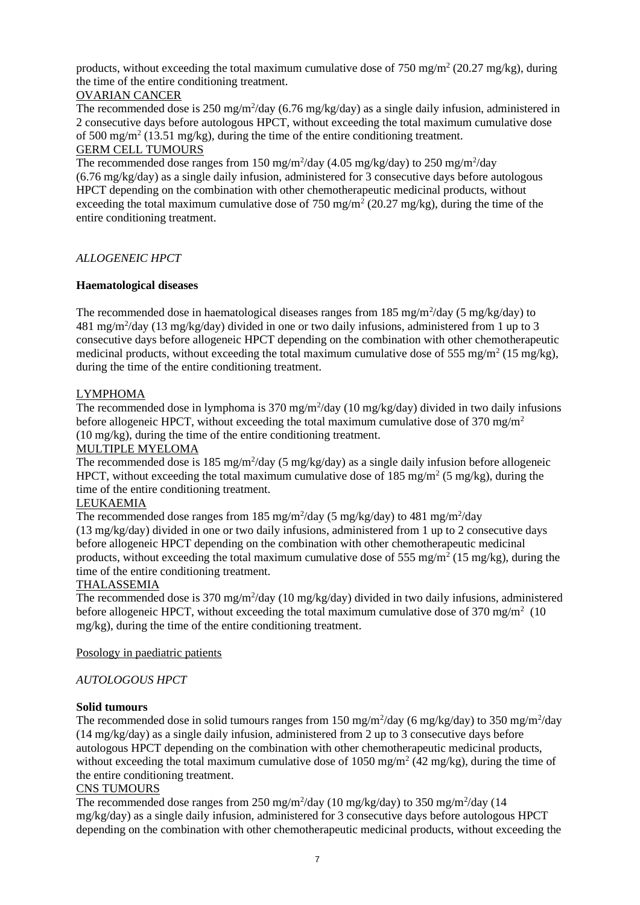products, without exceeding the total maximum cumulative dose of 750 mg/m$^2$ (20.27 mg/kg), during the time of the entire conditioning treatment.

OVARIAN CANCER

The recommended dose is 250 mg/m$^2$/day (6.76 mg/kg/day) as a single daily infusion, administered in 2 consecutive days before autologous HPCT, without exceeding the total maximum cumulative dose of 500 mg/m$^2$ (13.51 mg/kg), during the time of the entire conditioning treatment.

GERM CELL TUMOURS

The recommended dose ranges from 150 mg/m$^2$/day (4.05 mg/kg/day) to 250 mg/m$^2$/day (6.76 mg/kg/day) as a single daily infusion, administered for 3 consecutive days before autologous HPCT depending on the combination with other chemotherapeutic medicinal products, without exceeding the total maximum cumulative dose of 750 mg/m$^2$ (20.27 mg/kg), during the time of the entire conditioning treatment.

*ALLOGENEIC HPCT*

**Haematological diseases**

The recommended dose in haematological diseases ranges from 185 mg/m$^2$/day (5 mg/kg/day) to 481 mg/m$^2$/day (13 mg/kg/day) divided in one or two daily infusions, administered from 1 up to 3 consecutive days before allogeneic HPCT depending on the combination with other chemotherapeutic medicinal products, without exceeding the total maximum cumulative dose of 555 mg/m$^2$ (15 mg/kg), during the time of the entire conditioning treatment.

LYMPHOMA

The recommended dose in lymphoma is 370 mg/m$^2$/day (10 mg/kg/day) divided in two daily infusions before allogeneic HPCT, without exceeding the total maximum cumulative dose of 370 mg/m$^2$ (10 mg/kg), during the time of the entire conditioning treatment.

MULTIPLE MYELOMA

The recommended dose is 185 mg/m$^2$/day (5 mg/kg/day) as a single daily infusion before allogeneic HPCT, without exceeding the total maximum cumulative dose of 185 mg/m$^2$ (5 mg/kg), during the time of the entire conditioning treatment.

LEUKAEMIA

The recommended dose ranges from 185 mg/m$^2$/day (5 mg/kg/day) to 481 mg/m$^2$/day (13 mg/kg/day) divided in one or two daily infusions, administered from 1 up to 2 consecutive days before allogeneic HPCT depending on the combination with other chemotherapeutic medicinal products, without exceeding the total maximum cumulative dose of 555 mg/m$^2$ (15 mg/kg), during the time of the entire conditioning treatment.

THALASSEMIA

The recommended dose is 370 mg/m$^2$/day (10 mg/kg/day) divided in two daily infusions, administered before allogeneic HPCT, without exceeding the total maximum cumulative dose of 370 mg/m$^2$ (10 mg/kg), during the time of the entire conditioning treatment.

Posology in paediatric patients

*AUTOLOGOUS HPCT*

**Solid tumours**

The recommended dose in solid tumours ranges from 150 mg/m$^2$/day (6 mg/kg/day) to 350 mg/m$^2$/day (14 mg/kg/day) as a single daily infusion, administered from 2 up to 3 consecutive days before autologous HPCT depending on the combination with other chemotherapeutic medicinal products, without exceeding the total maximum cumulative dose of 1050 mg/m$^2$ (42 mg/kg), during the time of the entire conditioning treatment.

CNS TUMOURS

The recommended dose ranges from 250 mg/m$^2$/day (10 mg/kg/day) to 350 mg/m$^2$/day (14 mg/kg/day) as a single daily infusion, administered for 3 consecutive days before autologous HPCT depending on the combination with other chemotherapeutic medicinal products, without exceeding the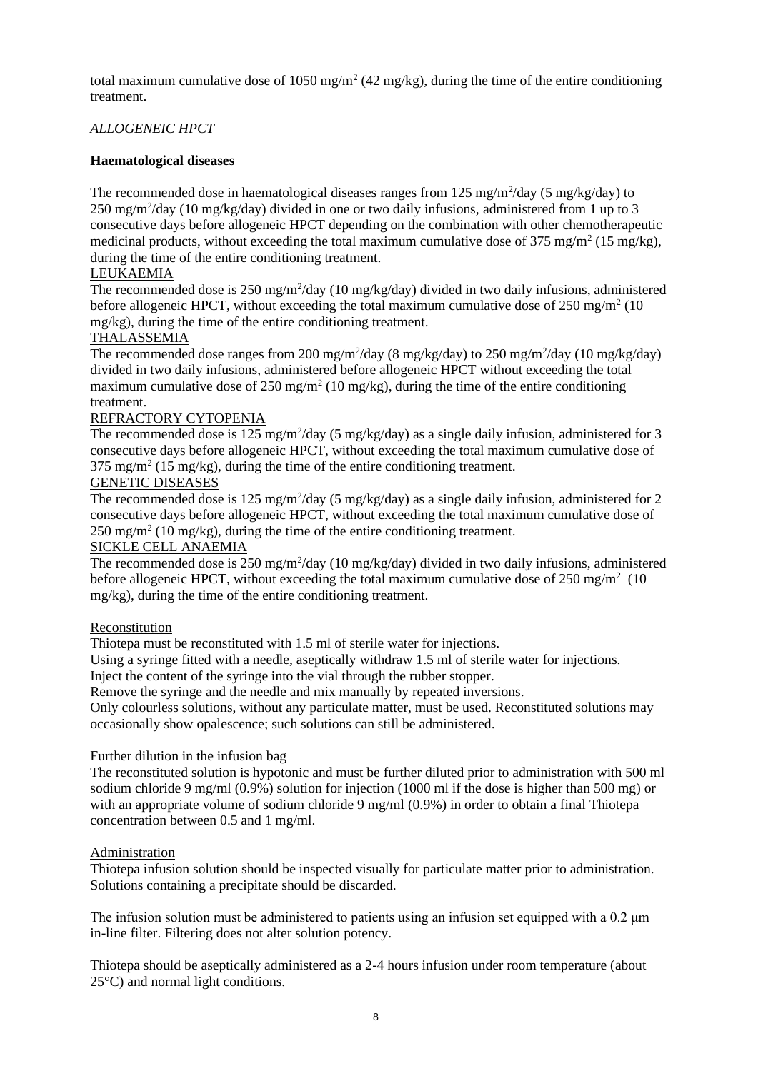total maximum cumulative dose of 1050 mg/m$^2$ (42 mg/kg), during the time of the entire conditioning treatment.

*ALLOGENEIC HPCT*

**Haematological diseases**

The recommended dose in haematological diseases ranges from 125 mg/m$^2$/day (5 mg/kg/day) to 250 mg/m$^2$/day (10 mg/kg/day) divided in one or two daily infusions, administered from 1 up to 3 consecutive days before allogeneic HPCT depending on the combination with other chemotherapeutic medicinal products, without exceeding the total maximum cumulative dose of 375 mg/m$^2$ (15 mg/kg), during the time of the entire conditioning treatment.

<u>LEUKAEMIA</u>

The recommended dose is 250 mg/m$^2$/day (10 mg/kg/day) divided in two daily infusions, administered before allogeneic HPCT, without exceeding the total maximum cumulative dose of 250 mg/m$^2$ (10 mg/kg), during the time of the entire conditioning treatment.

<u>THALASSEMIA</u>

The recommended dose ranges from 200 mg/m$^2$/day (8 mg/kg/day) to 250 mg/m$^2$/day (10 mg/kg/day) divided in two daily infusions, administered before allogeneic HPCT without exceeding the total maximum cumulative dose of 250 mg/m$^2$ (10 mg/kg), during the time of the entire conditioning treatment.

<u>REFRACTORY CYTOPENIA</u>

The recommended dose is 125 mg/m$^2$/day (5 mg/kg/day) as a single daily infusion, administered for 3 consecutive days before allogeneic HPCT, without exceeding the total maximum cumulative dose of 375 mg/m$^2$ (15 mg/kg), during the time of the entire conditioning treatment.

<u>GENETIC DISEASES</u>

The recommended dose is 125 mg/m$^2$/day (5 mg/kg/day) as a single daily infusion, administered for 2 consecutive days before allogeneic HPCT, without exceeding the total maximum cumulative dose of 250 mg/m$^2$ (10 mg/kg), during the time of the entire conditioning treatment.

<u>SICKLE CELL ANAEMIA</u>

The recommended dose is 250 mg/m$^2$/day (10 mg/kg/day) divided in two daily infusions, administered before allogeneic HPCT, without exceeding the total maximum cumulative dose of 250 mg/m$^2$ (10 mg/kg), during the time of the entire conditioning treatment.

<u>Reconstitution</u>

Thiotepa must be reconstituted with 1.5 ml of sterile water for injections.

Using a syringe fitted with a needle, aseptically withdraw 1.5 ml of sterile water for injections.

Inject the content of the syringe into the vial through the rubber stopper.

Remove the syringe and the needle and mix manually by repeated inversions.

Only colourless solutions, without any particulate matter, must be used. Reconstituted solutions may occasionally show opalescence; such solutions can still be administered.

<u>Further dilution in the infusion bag</u>

The reconstituted solution is hypotonic and must be further diluted prior to administration with 500 ml sodium chloride 9 mg/ml (0.9%) solution for injection (1000 ml if the dose is higher than 500 mg) or with an appropriate volume of sodium chloride 9 mg/ml (0.9%) in order to obtain a final Thiotepa concentration between 0.5 and 1 mg/ml.

<u>Administration</u>

Thiotepa infusion solution should be inspected visually for particulate matter prior to administration. Solutions containing a precipitate should be discarded.

The infusion solution must be administered to patients using an infusion set equipped with a 0.2 μm in-line filter. Filtering does not alter solution potency.

Thiotepa should be aseptically administered as a 2-4 hours infusion under room temperature (about 25°C) and normal light conditions.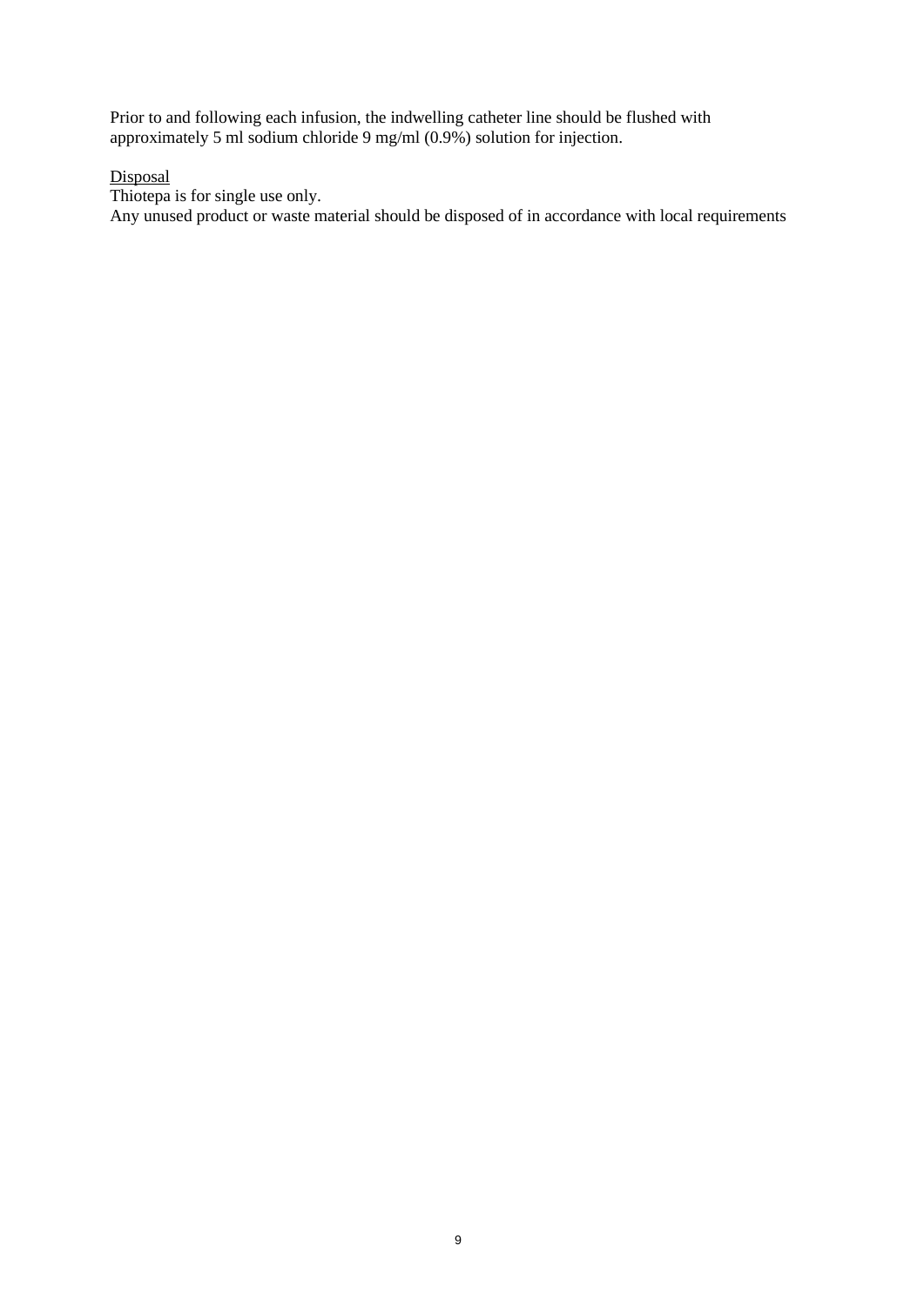Prior to and following each infusion, the indwelling catheter line should be flushed with approximately 5 ml sodium chloride 9 mg/ml (0.9%) solution for injection.

<u>Disposal</u>

Thiotepa is for single use only.

Any unused product or waste material should be disposed of in accordance with local requirements